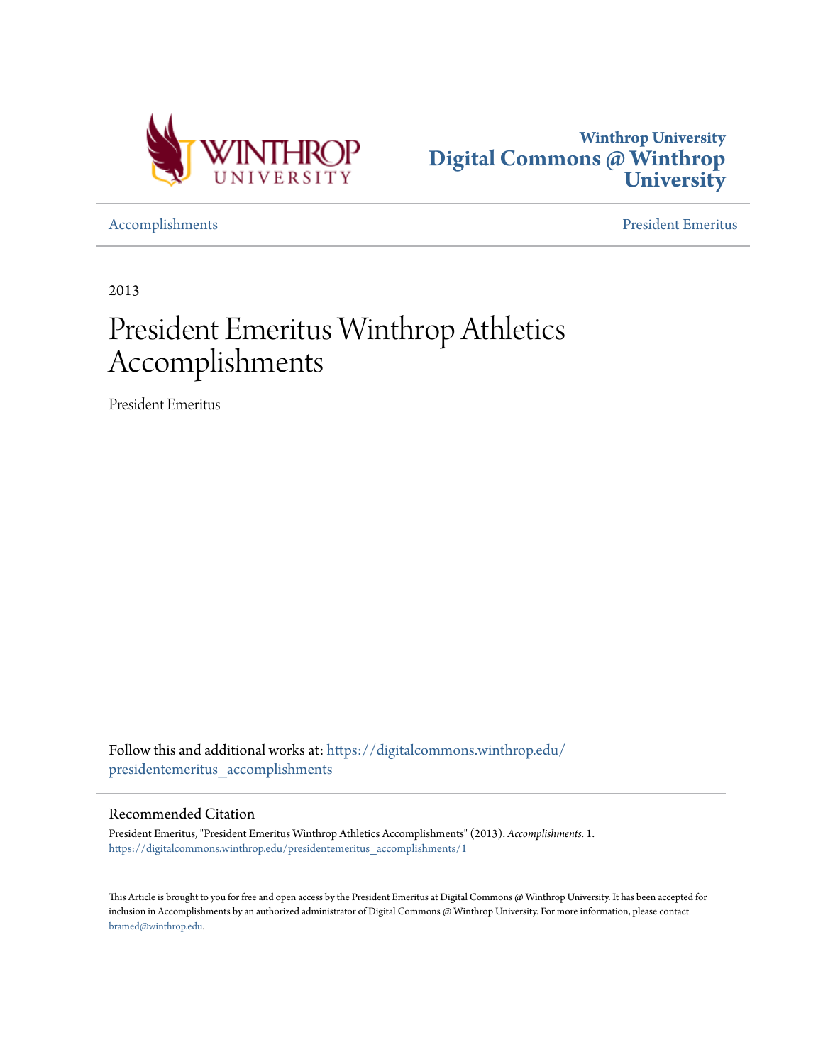Winthrop University
**Digital Commons @ Winthrop University**

Accomplishments | President Emeritus

2013

# President Emeritus Winthrop Athletics Accomplishments

President Emeritus

Follow this and additional works at: https://digitalcommons.winthrop.edu/presidentemeritus_accomplishments

## Recommended Citation

President Emeritus, "President Emeritus Winthrop Athletics Accomplishments" (2013). *Accomplishments*. 1.
https://digitalcommons.winthrop.edu/presidentemeritus_accomplishments/1

This Article is brought to you for free and open access by the President Emeritus at Digital Commons @ Winthrop University. It has been accepted for inclusion in Accomplishments by an authorized administrator of Digital Commons @ Winthrop University. For more information, please contact bramed@winthrop.edu.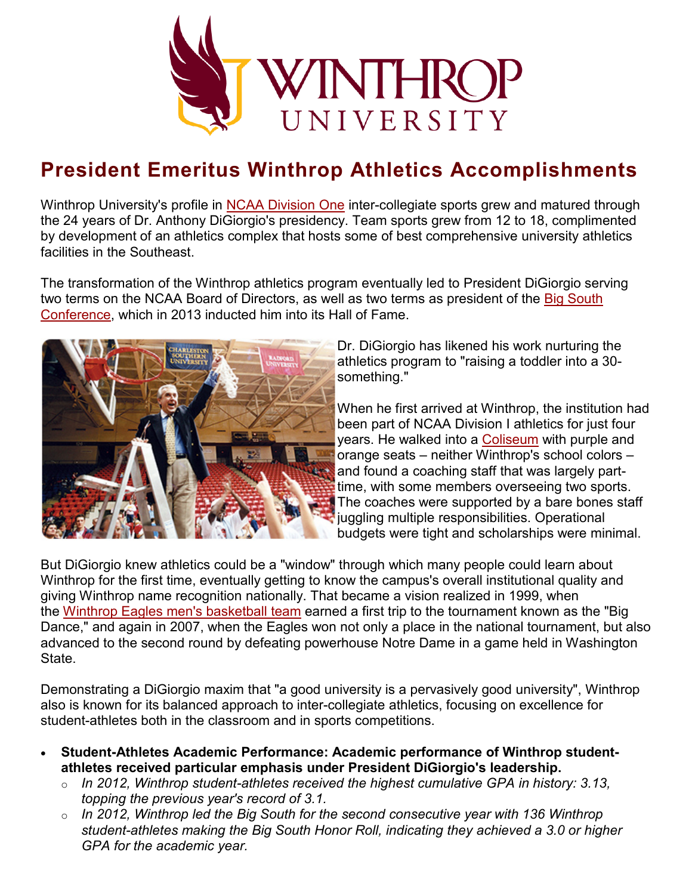# President Emeritus Winthrop Athletics Accomplishments

Winthrop University's profile in [NCAA Division One](#) inter-collegiate sports grew and matured through the 24 years of Dr. Anthony DiGiorgio's presidency. Team sports grew from 12 to 18, complimented by development of an athletics complex that hosts some of best comprehensive university athletics facilities in the Southeast.

The transformation of the Winthrop athletics program eventually led to President DiGiorgio serving two terms on the NCAA Board of Directors, as well as two terms as president of the [Big South Conference](#), which in 2013 inducted him into its Hall of Fame.

Dr. DiGiorgio has likened his work nurturing the athletics program to "raising a toddler into a 30-something."

When he first arrived at Winthrop, the institution had been part of NCAA Division I athletics for just four years. He walked into a [Coliseum](#) with purple and orange seats – neither Winthrop's school colors – and found a coaching staff that was largely part-time, with some members overseeing two sports. The coaches were supported by a bare bones staff juggling multiple responsibilities. Operational budgets were tight and scholarships were minimal.

But DiGiorgio knew athletics could be a "window" through which many people could learn about Winthrop for the first time, eventually getting to know the campus's overall institutional quality and giving Winthrop name recognition nationally. That became a vision realized in 1999, when the [Winthrop Eagles men's basketball team](#) earned a first trip to the tournament known as the "Big Dance," and again in 2007, when the Eagles won not only a place in the national tournament, but also advanced to the second round by defeating powerhouse Notre Dame in a game held in Washington State.

Demonstrating a DiGiorgio maxim that "a good university is a pervasively good university", Winthrop also is known for its balanced approach to inter-collegiate athletics, focusing on excellence for student-athletes both in the classroom and in sports competitions.

- **Student-Athletes Academic Performance: Academic performance of Winthrop student-athletes received particular emphasis under President DiGiorgio's leadership.**
  - *In 2012, Winthrop student-athletes received the highest cumulative GPA in history: 3.13, topping the previous year's record of 3.1.*
  - *In 2012, Winthrop led the Big South for the second consecutive year with 136 Winthrop student-athletes making the Big South Honor Roll, indicating they achieved a 3.0 or higher GPA for the academic year.*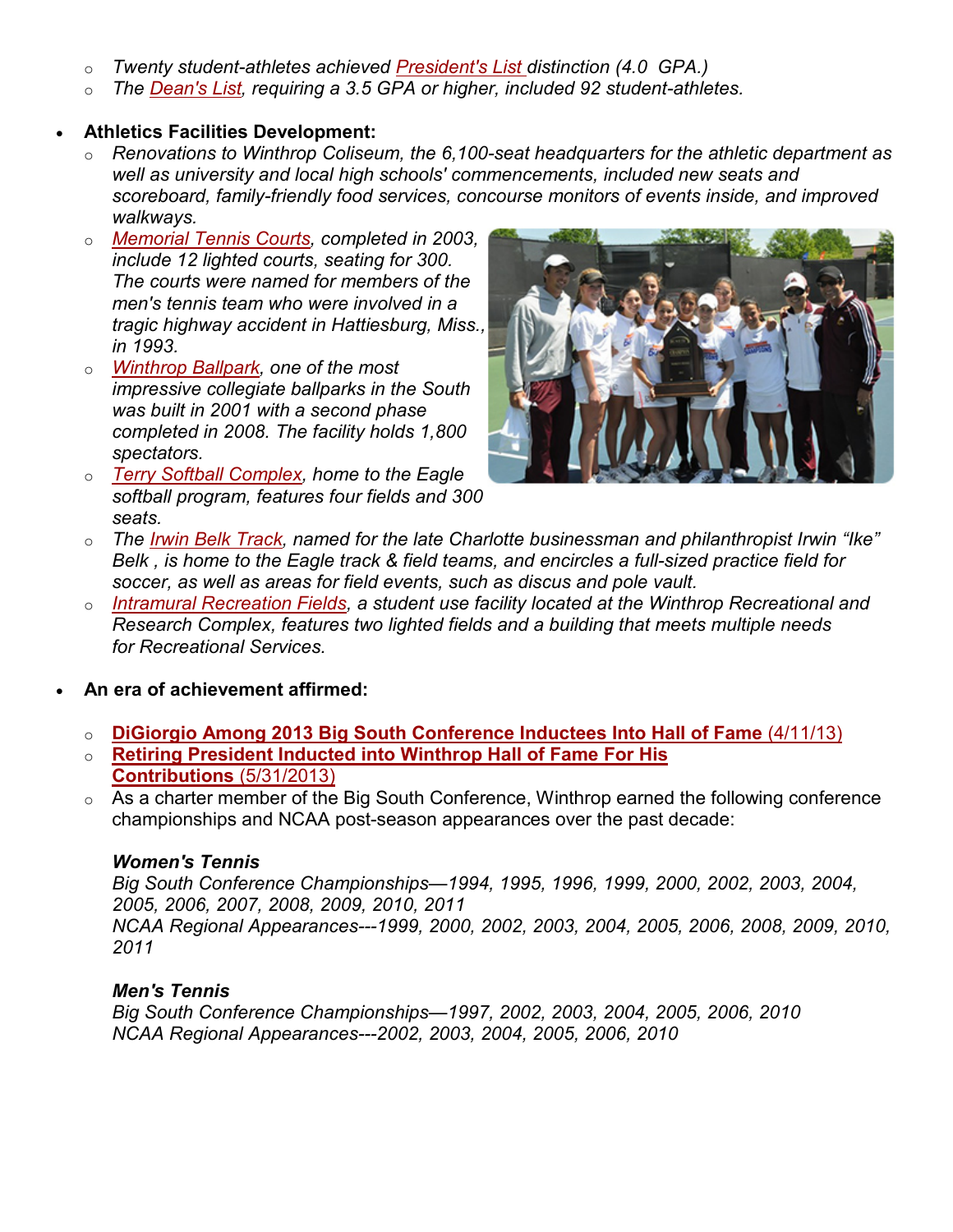- *Twenty student-athletes achieved President's List distinction (4.0  GPA.)*
- *The Dean's List, requiring a 3.5 GPA or higher, included 92 student-athletes.*

- **Athletics Facilities Development:**
  - *Renovations to Winthrop Coliseum, the 6,100-seat headquarters for the athletic department as well as university and local high schools' commencements, included new seats and scoreboard, family-friendly food services, concourse monitors of events inside, and improved walkways.*
  - *Memorial Tennis Courts, completed in 2003, include 12 lighted courts, seating for 300. The courts were named for members of the men's tennis team who were involved in a tragic highway accident in Hattiesburg, Miss., in 1993.*
  - *Winthrop Ballpark, one of the most impressive collegiate ballparks in the South was built in 2001 with a second phase completed in 2008. The facility holds 1,800 spectators.*
  - *Terry Softball Complex, home to the Eagle softball program, features four fields and 300 seats.*
  - *The Irwin Belk Track, named for the late Charlotte businessman and philanthropist Irwin "Ike" Belk , is home to the Eagle track & field teams, and encircles a full-sized practice field for soccer, as well as areas for field events, such as discus and pole vault.*
  - *Intramural Recreation Fields, a student use facility located at the Winthrop Recreational and Research Complex, features two lighted fields and a building that meets multiple needs for Recreational Services.*

- **An era of achievement affirmed:**
  - **DiGiorgio Among 2013 Big South Conference Inductees Into Hall of Fame** (4/11/13)
  - **Retiring President Inducted into Winthrop Hall of Fame For His Contributions** (5/31/2013)
  - As a charter member of the Big South Conference, Winthrop earned the following conference championships and NCAA post-season appearances over the past decade:

    ***Women's Tennis***
    *Big South Conference Championships—1994, 1995, 1996, 1999, 2000, 2002, 2003, 2004, 2005, 2006, 2007, 2008, 2009, 2010, 2011*
    *NCAA Regional Appearances---1999, 2000, 2002, 2003, 2004, 2005, 2006, 2008, 2009, 2010, 2011*

    ***Men's Tennis***
    *Big South Conference Championships—1997, 2002, 2003, 2004, 2005, 2006, 2010*
    *NCAA Regional Appearances---2002, 2003, 2004, 2005, 2006, 2010*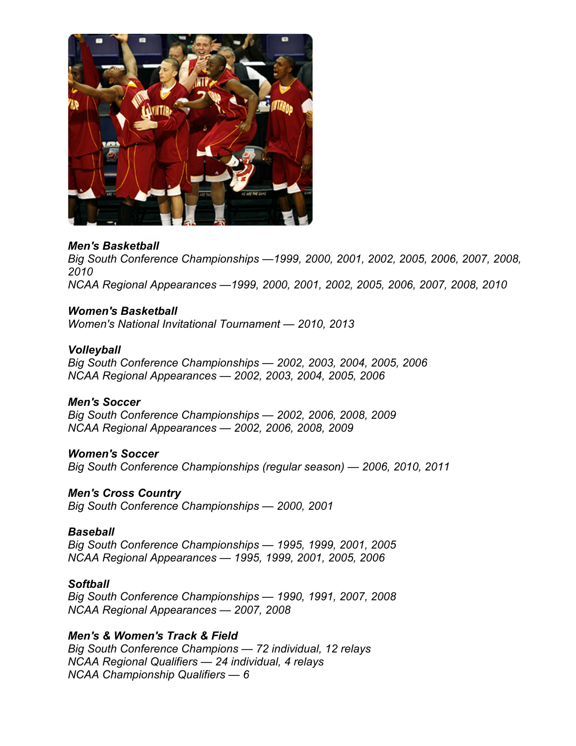***Men's Basketball***
*Big South Conference Championships —1999, 2000, 2001, 2002, 2005, 2006, 2007, 2008, 2010*
*NCAA Regional Appearances —1999, 2000, 2001, 2002, 2005, 2006, 2007, 2008, 2010*

***Women's Basketball***
*Women's National Invitational Tournament — 2010, 2013*

***Volleyball***
*Big South Conference Championships — 2002, 2003, 2004, 2005, 2006*
*NCAA Regional Appearances — 2002, 2003, 2004, 2005, 2006*

***Men's Soccer***
*Big South Conference Championships — 2002, 2006, 2008, 2009*
*NCAA Regional Appearances — 2002, 2006, 2008, 2009*

***Women's Soccer***
*Big South Conference Championships (regular season) — 2006, 2010, 2011*

***Men's Cross Country***
*Big South Conference Championships — 2000, 2001*

***Baseball***
*Big South Conference Championships — 1995, 1999, 2001, 2005*
*NCAA Regional Appearances — 1995, 1999, 2001, 2005, 2006*

***Softball***
*Big South Conference Championships — 1990, 1991, 2007, 2008*
*NCAA Regional Appearances — 2007, 2008*

***Men's & Women's Track & Field***
*Big South Conference Champions — 72 individual, 12 relays*
*NCAA Regional Qualifiers — 24 individual, 4 relays*
*NCAA Championship Qualifiers — 6*